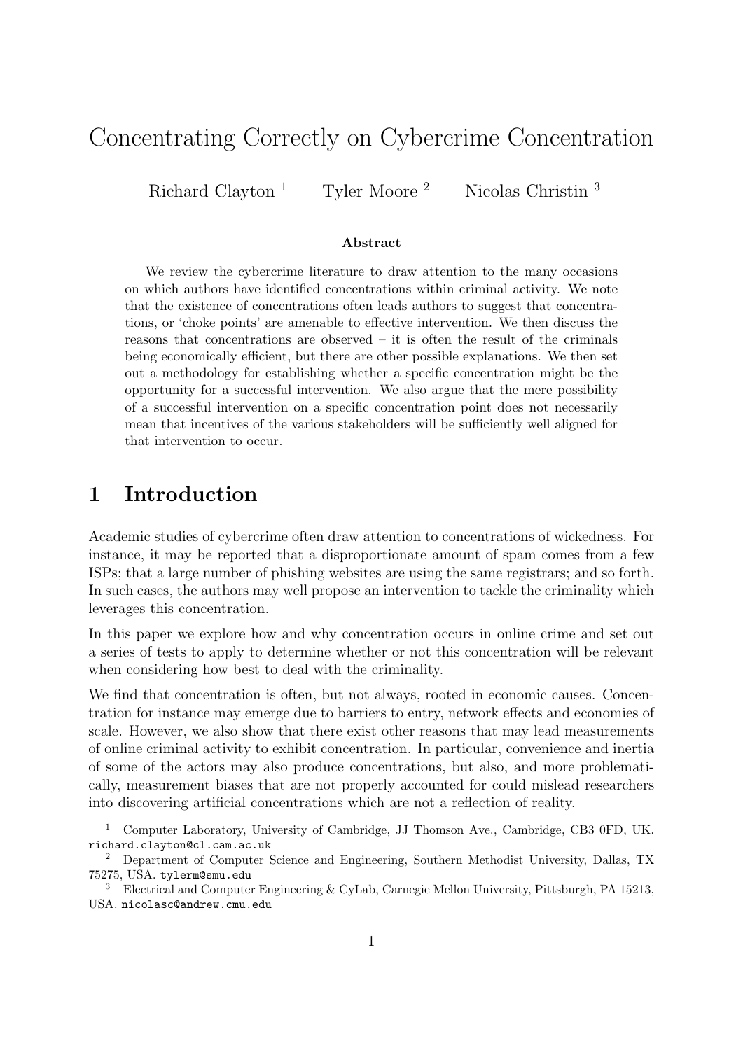# Concentrating Correctly on Cybercrime Concentration

Richard Clayton [1] Tyler Moore [2] Nicolas Christin [3]

### Abstract

We review the cybercrime literature to draw attention to the many occasions on which authors have identified concentrations within criminal activity. We note that the existence of concentrations often leads authors to suggest that concentrations, or 'choke points' are amenable to effective intervention. We then discuss the reasons that concentrations are observed – it is often the result of the criminals being economically efficient, but there are other possible explanations. We then set out a methodology for establishing whether a specific concentration might be the opportunity for a successful intervention. We also argue that the mere possibility of a successful intervention on a specific concentration point does not necessarily mean that incentives of the various stakeholders will be sufficiently well aligned for that intervention to occur.

## 1 Introduction

Academic studies of cybercrime often draw attention to concentrations of wickedness. For instance, it may be reported that a disproportionate amount of spam comes from a few ISPs; that a large number of phishing websites are using the same registrars; and so forth. In such cases, the authors may well propose an intervention to tackle the criminality which leverages this concentration.

In this paper we explore how and why concentration occurs in online crime and set out a series of tests to apply to determine whether or not this concentration will be relevant when considering how best to deal with the criminality.

We find that concentration is often, but not always, rooted in economic causes. Concentration for instance may emerge due to barriers to entry, network effects and economies of scale. However, we also show that there exist other reasons that may lead measurements of online criminal activity to exhibit concentration. In particular, convenience and inertia of some of the actors may also produce concentrations, but also, and more problematically, measurement biases that are not properly accounted for could mislead researchers into discovering artificial concentrations which are not a reflection of reality.

---

[1] Computer Laboratory, University of Cambridge, JJ Thomson Ave., Cambridge, CB3 0FD, UK. richard.clayton@cl.cam.ac.uk

[2] Department of Computer Science and Engineering, Southern Methodist University, Dallas, TX 75275, USA. tylerm@smu.edu

[3] Electrical and Computer Engineering & CyLab, Carnegie Mellon University, Pittsburgh, PA 15213, USA. nicolasc@andrew.cmu.edu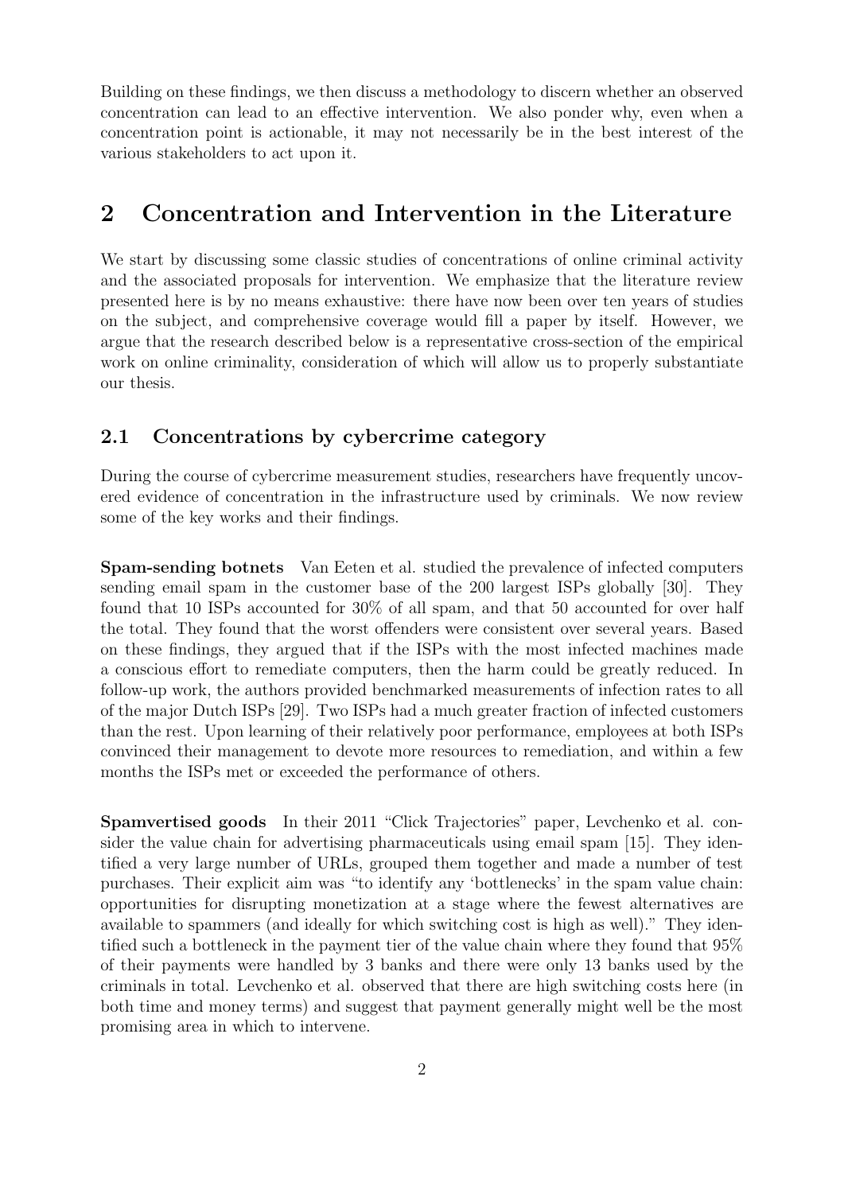Building on these findings, we then discuss a methodology to discern whether an observed concentration can lead to an effective intervention. We also ponder why, even when a concentration point is actionable, it may not necessarily be in the best interest of the various stakeholders to act upon it.

## 2 Concentration and Intervention in the Literature

We start by discussing some classic studies of concentrations of online criminal activity and the associated proposals for intervention. We emphasize that the literature review presented here is by no means exhaustive: there have now been over ten years of studies on the subject, and comprehensive coverage would fill a paper by itself. However, we argue that the research described below is a representative cross-section of the empirical work on online criminality, consideration of which will allow us to properly substantiate our thesis.

### 2.1 Concentrations by cybercrime category

During the course of cybercrime measurement studies, researchers have frequently uncovered evidence of concentration in the infrastructure used by criminals. We now review some of the key works and their findings.

**Spam-sending botnets** Van Eeten et al. studied the prevalence of infected computers sending email spam in the customer base of the 200 largest ISPs globally [30]. They found that 10 ISPs accounted for 30% of all spam, and that 50 accounted for over half the total. They found that the worst offenders were consistent over several years. Based on these findings, they argued that if the ISPs with the most infected machines made a conscious effort to remediate computers, then the harm could be greatly reduced. In follow-up work, the authors provided benchmarked measurements of infection rates to all of the major Dutch ISPs [29]. Two ISPs had a much greater fraction of infected customers than the rest. Upon learning of their relatively poor performance, employees at both ISPs convinced their management to devote more resources to remediation, and within a few months the ISPs met or exceeded the performance of others.

**Spamvertised goods** In their 2011 "Click Trajectories" paper, Levchenko et al. consider the value chain for advertising pharmaceuticals using email spam [15]. They identified a very large number of URLs, grouped them together and made a number of test purchases. Their explicit aim was "to identify any 'bottlenecks' in the spam value chain: opportunities for disrupting monetization at a stage where the fewest alternatives are available to spammers (and ideally for which switching cost is high as well)." They identified such a bottleneck in the payment tier of the value chain where they found that 95% of their payments were handled by 3 banks and there were only 13 banks used by the criminals in total. Levchenko et al. observed that there are high switching costs here (in both time and money terms) and suggest that payment generally might well be the most promising area in which to intervene.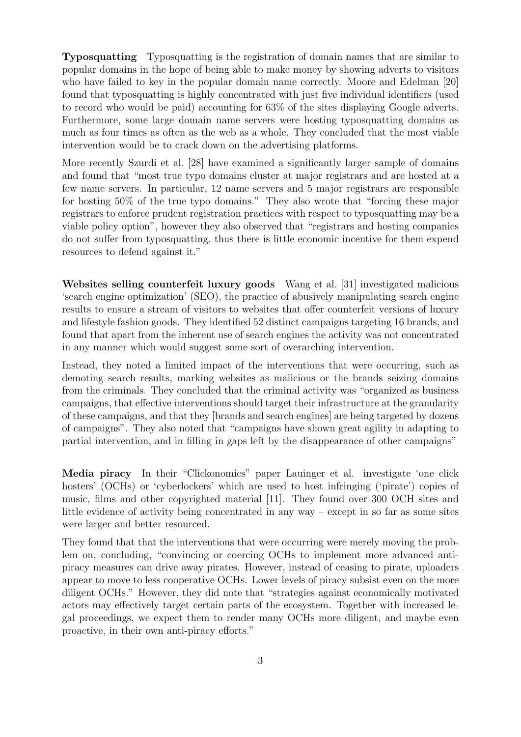**Typosquatting** Typosquatting is the registration of domain names that are similar to popular domains in the hope of being able to make money by showing adverts to visitors who have failed to key in the popular domain name correctly. Moore and Edelman [20] found that typosquatting is highly concentrated with just five individual identifiers (used to record who would be paid) accounting for 63% of the sites displaying Google adverts. Furthermore, some large domain name servers were hosting typosquatting domains as much as four times as often as the web as a whole. They concluded that the most viable intervention would be to crack down on the advertising platforms.

More recently Szurdi et al. [28] have examined a significantly larger sample of domains and found that "most true typo domains cluster at major registrars and are hosted at a few name servers. In particular, 12 name servers and 5 major registrars are responsible for hosting 50% of the true typo domains." They also wrote that "forcing these major registrars to enforce prudent registration practices with respect to typosquatting may be a viable policy option", however they also observed that "registrars and hosting companies do not suffer from typosquatting, thus there is little economic incentive for them expend resources to defend against it."

**Websites selling counterfeit luxury goods** Wang et al. [31] investigated malicious 'search engine optimization' (SEO), the practice of abusively manipulating search engine results to ensure a stream of visitors to websites that offer counterfeit versions of luxury and lifestyle fashion goods. They identified 52 distinct campaigns targeting 16 brands, and found that apart from the inherent use of search engines the activity was not concentrated in any manner which would suggest some sort of overarching intervention.

Instead, they noted a limited impact of the interventions that were occurring, such as demoting search results, marking websites as malicious or the brands seizing domains from the criminals. They concluded that the criminal activity was "organized as business campaigns, that effective interventions should target their infrastructure at the granularity of these campaigns, and that they [brands and search engines] are being targeted by dozens of campaigns". They also noted that "campaigns have shown great agility in adapting to partial intervention, and in filling in gaps left by the disappearance of other campaigns"

**Media piracy** In their "Clickonomics" paper Lauinger et al. investigate 'one click hosters' (OCHs) or 'cyberlockers' which are used to host infringing ('pirate') copies of music, films and other copyrighted material [11]. They found over 300 OCH sites and little evidence of activity being concentrated in any way – except in so far as some sites were larger and better resourced.

They found that that the interventions that were occurring were merely moving the problem on, concluding, "convincing or coercing OCHs to implement more advanced anti-piracy measures can drive away pirates. However, instead of ceasing to pirate, uploaders appear to move to less cooperative OCHs. Lower levels of piracy subsist even on the more diligent OCHs." However, they did note that "strategies against economically motivated actors may effectively target certain parts of the ecosystem. Together with increased legal proceedings, we expect them to render many OCHs more diligent, and maybe even proactive, in their own anti-piracy efforts."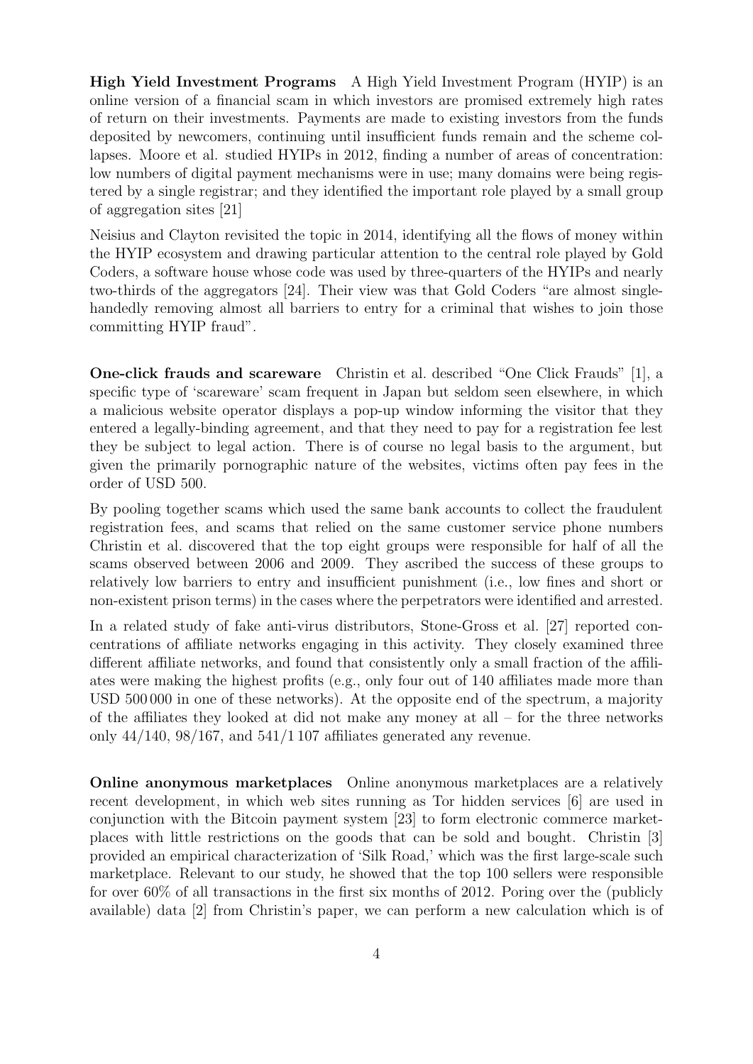**High Yield Investment Programs** A High Yield Investment Program (HYIP) is an online version of a financial scam in which investors are promised extremely high rates of return on their investments. Payments are made to existing investors from the funds deposited by newcomers, continuing until insufficient funds remain and the scheme collapses. Moore et al. studied HYIPs in 2012, finding a number of areas of concentration: low numbers of digital payment mechanisms were in use; many domains were being registered by a single registrar; and they identified the important role played by a small group of aggregation sites [21]

Neisius and Clayton revisited the topic in 2014, identifying all the flows of money within the HYIP ecosystem and drawing particular attention to the central role played by Gold Coders, a software house whose code was used by three-quarters of the HYIPs and nearly two-thirds of the aggregators [24]. Their view was that Gold Coders "are almost single-handedly removing almost all barriers to entry for a criminal that wishes to join those committing HYIP fraud".

**One-click frauds and scareware** Christin et al. described "One Click Frauds" [1], a specific type of 'scareware' scam frequent in Japan but seldom seen elsewhere, in which a malicious website operator displays a pop-up window informing the visitor that they entered a legally-binding agreement, and that they need to pay for a registration fee lest they be subject to legal action. There is of course no legal basis to the argument, but given the primarily pornographic nature of the websites, victims often pay fees in the order of USD 500.

By pooling together scams which used the same bank accounts to collect the fraudulent registration fees, and scams that relied on the same customer service phone numbers Christin et al. discovered that the top eight groups were responsible for half of all the scams observed between 2006 and 2009. They ascribed the success of these groups to relatively low barriers to entry and insufficient punishment (i.e., low fines and short or non-existent prison terms) in the cases where the perpetrators were identified and arrested.

In a related study of fake anti-virus distributors, Stone-Gross et al. [27] reported concentrations of affiliate networks engaging in this activity. They closely examined three different affiliate networks, and found that consistently only a small fraction of the affiliates were making the highest profits (e.g., only four out of 140 affiliates made more than USD 500 000 in one of these networks). At the opposite end of the spectrum, a majority of the affiliates they looked at did not make any money at all – for the three networks only 44/140, 98/167, and 541/1 107 affiliates generated any revenue.

**Online anonymous marketplaces** Online anonymous marketplaces are a relatively recent development, in which web sites running as Tor hidden services [6] are used in conjunction with the Bitcoin payment system [23] to form electronic commerce marketplaces with little restrictions on the goods that can be sold and bought. Christin [3] provided an empirical characterization of 'Silk Road,' which was the first large-scale such marketplace. Relevant to our study, he showed that the top 100 sellers were responsible for over 60% of all transactions in the first six months of 2012. Poring over the (publicly available) data [2] from Christin's paper, we can perform a new calculation which is of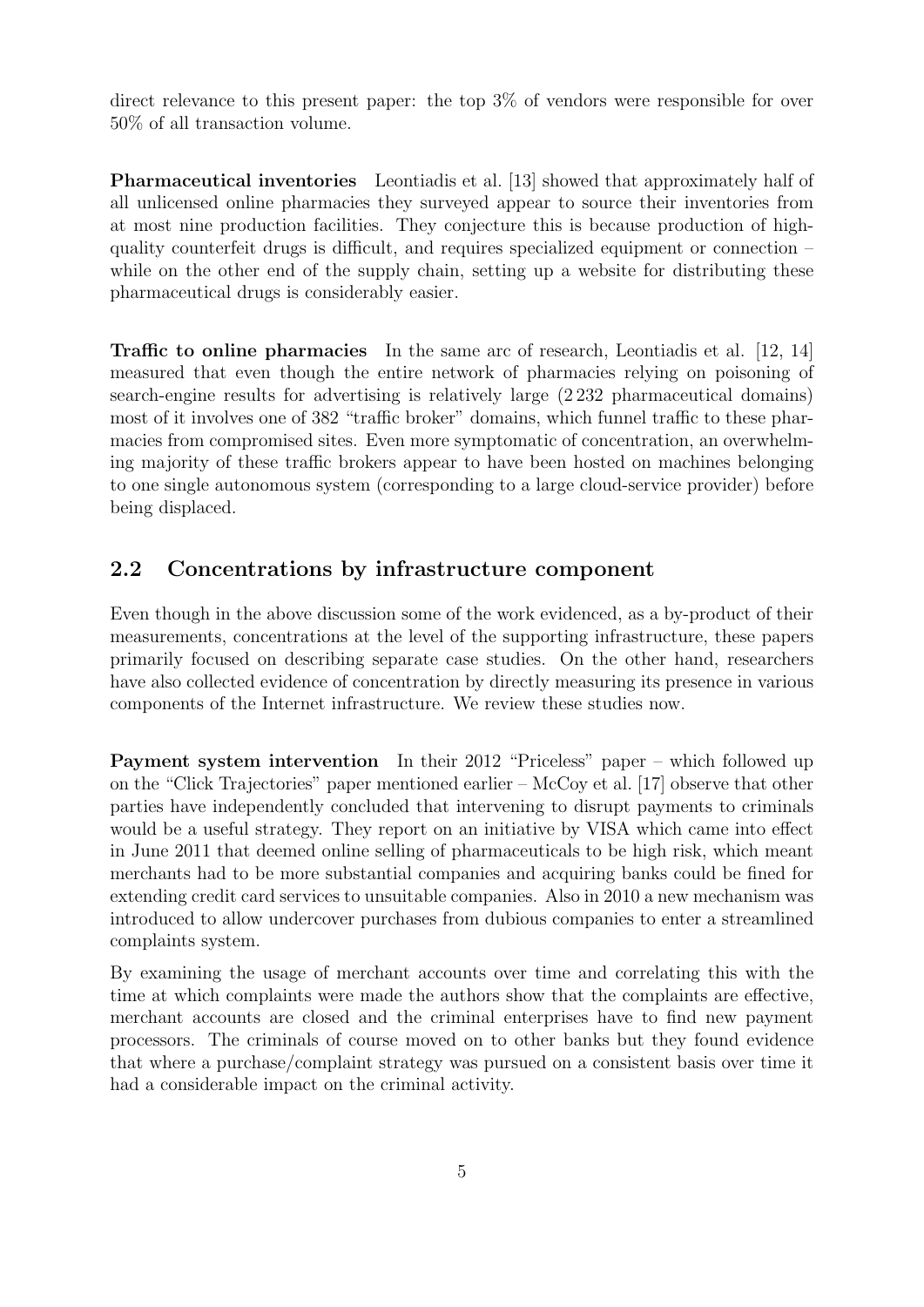direct relevance to this present paper: the top 3% of vendors were responsible for over 50% of all transaction volume.

**Pharmaceutical inventories** Leontiadis et al. [13] showed that approximately half of all unlicensed online pharmacies they surveyed appear to source their inventories from at most nine production facilities. They conjecture this is because production of high-quality counterfeit drugs is difficult, and requires specialized equipment or connection – while on the other end of the supply chain, setting up a website for distributing these pharmaceutical drugs is considerably easier.

**Traffic to online pharmacies** In the same arc of research, Leontiadis et al. [12, 14] measured that even though the entire network of pharmacies relying on poisoning of search-engine results for advertising is relatively large (2 232 pharmaceutical domains) most of it involves one of 382 "traffic broker" domains, which funnel traffic to these pharmacies from compromised sites. Even more symptomatic of concentration, an overwhelming majority of these traffic brokers appear to have been hosted on machines belonging to one single autonomous system (corresponding to a large cloud-service provider) before being displaced.

## 2.2 Concentrations by infrastructure component

Even though in the above discussion some of the work evidenced, as a by-product of their measurements, concentrations at the level of the supporting infrastructure, these papers primarily focused on describing separate case studies. On the other hand, researchers have also collected evidence of concentration by directly measuring its presence in various components of the Internet infrastructure. We review these studies now.

**Payment system intervention** In their 2012 "Priceless" paper – which followed up on the "Click Trajectories" paper mentioned earlier – McCoy et al. [17] observe that other parties have independently concluded that intervening to disrupt payments to criminals would be a useful strategy. They report on an initiative by VISA which came into effect in June 2011 that deemed online selling of pharmaceuticals to be high risk, which meant merchants had to be more substantial companies and acquiring banks could be fined for extending credit card services to unsuitable companies. Also in 2010 a new mechanism was introduced to allow undercover purchases from dubious companies to enter a streamlined complaints system.

By examining the usage of merchant accounts over time and correlating this with the time at which complaints were made the authors show that the complaints are effective, merchant accounts are closed and the criminal enterprises have to find new payment processors. The criminals of course moved on to other banks but they found evidence that where a purchase/complaint strategy was pursued on a consistent basis over time it had a considerable impact on the criminal activity.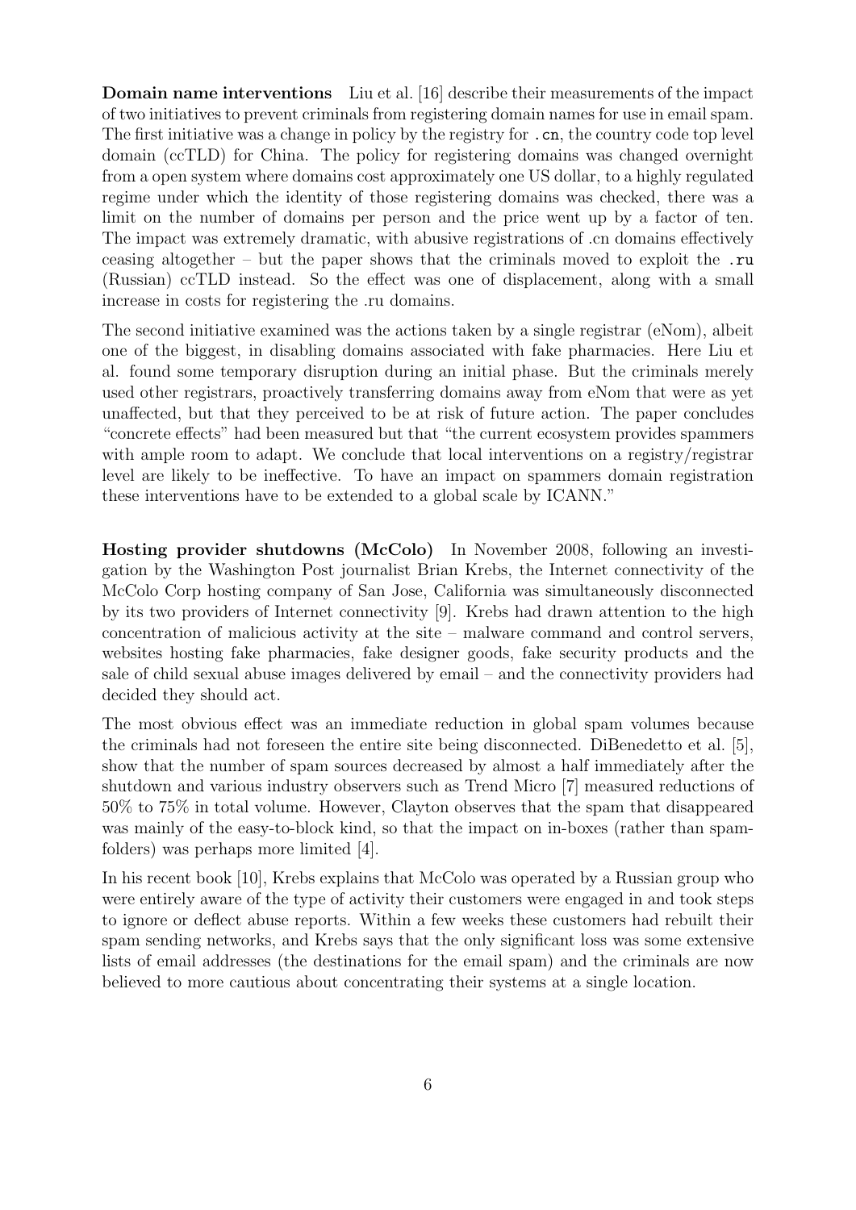**Domain name interventions** Liu et al. [16] describe their measurements of the impact of two initiatives to prevent criminals from registering domain names for use in email spam. The first initiative was a change in policy by the registry for `.cn`, the country code top level domain (ccTLD) for China. The policy for registering domains was changed overnight from a open system where domains cost approximately one US dollar, to a highly regulated regime under which the identity of those registering domains was checked, there was a limit on the number of domains per person and the price went up by a factor of ten. The impact was extremely dramatic, with abusive registrations of .cn domains effectively ceasing altogether – but the paper shows that the criminals moved to exploit the `.ru` (Russian) ccTLD instead. So the effect was one of displacement, along with a small increase in costs for registering the .ru domains.

The second initiative examined was the actions taken by a single registrar (eNom), albeit one of the biggest, in disabling domains associated with fake pharmacies. Here Liu et al. found some temporary disruption during an initial phase. But the criminals merely used other registrars, proactively transferring domains away from eNom that were as yet unaffected, but that they perceived to be at risk of future action. The paper concludes "concrete effects" had been measured but that "the current ecosystem provides spammers with ample room to adapt. We conclude that local interventions on a registry/registrar level are likely to be ineffective. To have an impact on spammers domain registration these interventions have to be extended to a global scale by ICANN."

**Hosting provider shutdowns (McColo)** In November 2008, following an investigation by the Washington Post journalist Brian Krebs, the Internet connectivity of the McColo Corp hosting company of San Jose, California was simultaneously disconnected by its two providers of Internet connectivity [9]. Krebs had drawn attention to the high concentration of malicious activity at the site – malware command and control servers, websites hosting fake pharmacies, fake designer goods, fake security products and the sale of child sexual abuse images delivered by email – and the connectivity providers had decided they should act.

The most obvious effect was an immediate reduction in global spam volumes because the criminals had not foreseen the entire site being disconnected. DiBenedetto et al. [5], show that the number of spam sources decreased by almost a half immediately after the shutdown and various industry observers such as Trend Micro [7] measured reductions of 50% to 75% in total volume. However, Clayton observes that the spam that disappeared was mainly of the easy-to-block kind, so that the impact on in-boxes (rather than spam-folders) was perhaps more limited [4].

In his recent book [10], Krebs explains that McColo was operated by a Russian group who were entirely aware of the type of activity their customers were engaged in and took steps to ignore or deflect abuse reports. Within a few weeks these customers had rebuilt their spam sending networks, and Krebs says that the only significant loss was some extensive lists of email addresses (the destinations for the email spam) and the criminals are now believed to more cautious about concentrating their systems at a single location.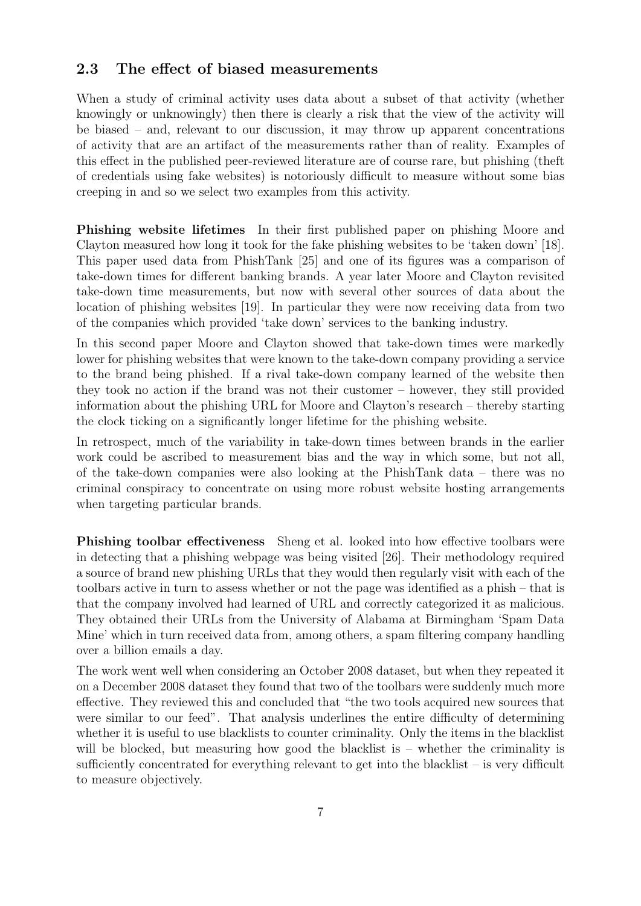## 2.3 The effect of biased measurements

When a study of criminal activity uses data about a subset of that activity (whether knowingly or unknowingly) then there is clearly a risk that the view of the activity will be biased – and, relevant to our discussion, it may throw up apparent concentrations of activity that are an artifact of the measurements rather than of reality. Examples of this effect in the published peer-reviewed literature are of course rare, but phishing (theft of credentials using fake websites) is notoriously difficult to measure without some bias creeping in and so we select two examples from this activity.

**Phishing website lifetimes** In their first published paper on phishing Moore and Clayton measured how long it took for the fake phishing websites to be 'taken down' [18]. This paper used data from PhishTank [25] and one of its figures was a comparison of take-down times for different banking brands. A year later Moore and Clayton revisited take-down time measurements, but now with several other sources of data about the location of phishing websites [19]. In particular they were now receiving data from two of the companies which provided 'take down' services to the banking industry.

In this second paper Moore and Clayton showed that take-down times were markedly lower for phishing websites that were known to the take-down company providing a service to the brand being phished. If a rival take-down company learned of the website then they took no action if the brand was not their customer – however, they still provided information about the phishing URL for Moore and Clayton's research – thereby starting the clock ticking on a significantly longer lifetime for the phishing website.

In retrospect, much of the variability in take-down times between brands in the earlier work could be ascribed to measurement bias and the way in which some, but not all, of the take-down companies were also looking at the PhishTank data – there was no criminal conspiracy to concentrate on using more robust website hosting arrangements when targeting particular brands.

**Phishing toolbar effectiveness** Sheng et al. looked into how effective toolbars were in detecting that a phishing webpage was being visited [26]. Their methodology required a source of brand new phishing URLs that they would then regularly visit with each of the toolbars active in turn to assess whether or not the page was identified as a phish – that is that the company involved had learned of URL and correctly categorized it as malicious. They obtained their URLs from the University of Alabama at Birmingham 'Spam Data Mine' which in turn received data from, among others, a spam filtering company handling over a billion emails a day.

The work went well when considering an October 2008 dataset, but when they repeated it on a December 2008 dataset they found that two of the toolbars were suddenly much more effective. They reviewed this and concluded that "the two tools acquired new sources that were similar to our feed". That analysis underlines the entire difficulty of determining whether it is useful to use blacklists to counter criminality. Only the items in the blacklist will be blocked, but measuring how good the blacklist is – whether the criminality is sufficiently concentrated for everything relevant to get into the blacklist – is very difficult to measure objectively.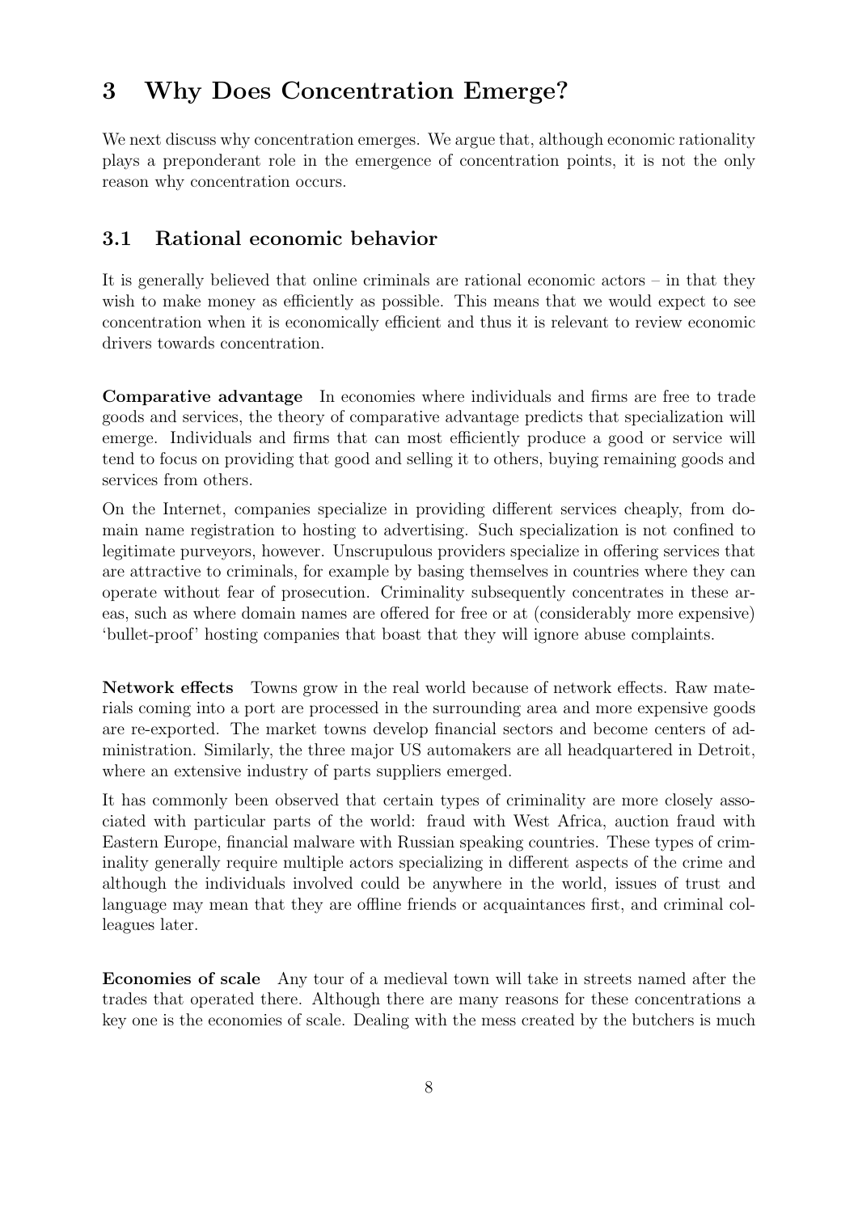## 3 Why Does Concentration Emerge?

We next discuss why concentration emerges. We argue that, although economic rationality plays a preponderant role in the emergence of concentration points, it is not the only reason why concentration occurs.

### 3.1 Rational economic behavior

It is generally believed that online criminals are rational economic actors – in that they wish to make money as efficiently as possible. This means that we would expect to see concentration when it is economically efficient and thus it is relevant to review economic drivers towards concentration.

**Comparative advantage** In economies where individuals and firms are free to trade goods and services, the theory of comparative advantage predicts that specialization will emerge. Individuals and firms that can most efficiently produce a good or service will tend to focus on providing that good and selling it to others, buying remaining goods and services from others.

On the Internet, companies specialize in providing different services cheaply, from domain name registration to hosting to advertising. Such specialization is not confined to legitimate purveyors, however. Unscrupulous providers specialize in offering services that are attractive to criminals, for example by basing themselves in countries where they can operate without fear of prosecution. Criminality subsequently concentrates in these areas, such as where domain names are offered for free or at (considerably more expensive) 'bullet-proof' hosting companies that boast that they will ignore abuse complaints.

**Network effects** Towns grow in the real world because of network effects. Raw materials coming into a port are processed in the surrounding area and more expensive goods are re-exported. The market towns develop financial sectors and become centers of administration. Similarly, the three major US automakers are all headquartered in Detroit, where an extensive industry of parts suppliers emerged.

It has commonly been observed that certain types of criminality are more closely associated with particular parts of the world: fraud with West Africa, auction fraud with Eastern Europe, financial malware with Russian speaking countries. These types of criminality generally require multiple actors specializing in different aspects of the crime and although the individuals involved could be anywhere in the world, issues of trust and language may mean that they are offline friends or acquaintances first, and criminal colleagues later.

**Economies of scale** Any tour of a medieval town will take in streets named after the trades that operated there. Although there are many reasons for these concentrations a key one is the economies of scale. Dealing with the mess created by the butchers is much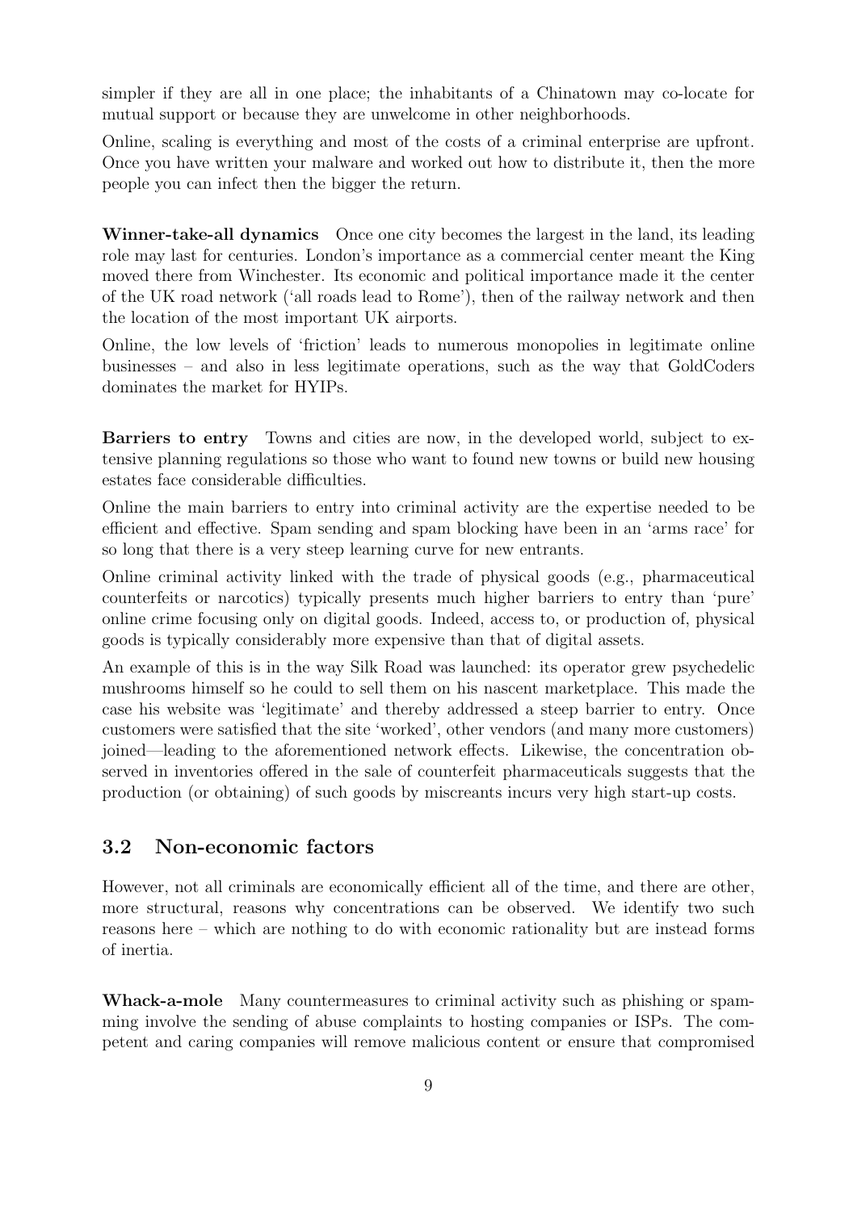simpler if they are all in one place; the inhabitants of a Chinatown may co-locate for mutual support or because they are unwelcome in other neighborhoods.

Online, scaling is everything and most of the costs of a criminal enterprise are upfront. Once you have written your malware and worked out how to distribute it, then the more people you can infect then the bigger the return.

**Winner-take-all dynamics** Once one city becomes the largest in the land, its leading role may last for centuries. London's importance as a commercial center meant the King moved there from Winchester. Its economic and political importance made it the center of the UK road network ('all roads lead to Rome'), then of the railway network and then the location of the most important UK airports.

Online, the low levels of 'friction' leads to numerous monopolies in legitimate online businesses – and also in less legitimate operations, such as the way that GoldCoders dominates the market for HYIPs.

**Barriers to entry** Towns and cities are now, in the developed world, subject to extensive planning regulations so those who want to found new towns or build new housing estates face considerable difficulties.

Online the main barriers to entry into criminal activity are the expertise needed to be efficient and effective. Spam sending and spam blocking have been in an 'arms race' for so long that there is a very steep learning curve for new entrants.

Online criminal activity linked with the trade of physical goods (e.g., pharmaceutical counterfeits or narcotics) typically presents much higher barriers to entry than 'pure' online crime focusing only on digital goods. Indeed, access to, or production of, physical goods is typically considerably more expensive than that of digital assets.

An example of this is in the way Silk Road was launched: its operator grew psychedelic mushrooms himself so he could to sell them on his nascent marketplace. This made the case his website was 'legitimate' and thereby addressed a steep barrier to entry. Once customers were satisfied that the site 'worked', other vendors (and many more customers) joined—leading to the aforementioned network effects. Likewise, the concentration observed in inventories offered in the sale of counterfeit pharmaceuticals suggests that the production (or obtaining) of such goods by miscreants incurs very high start-up costs.

## 3.2 Non-economic factors

However, not all criminals are economically efficient all of the time, and there are other, more structural, reasons why concentrations can be observed. We identify two such reasons here – which are nothing to do with economic rationality but are instead forms of inertia.

**Whack-a-mole** Many countermeasures to criminal activity such as phishing or spamming involve the sending of abuse complaints to hosting companies or ISPs. The competent and caring companies will remove malicious content or ensure that compromised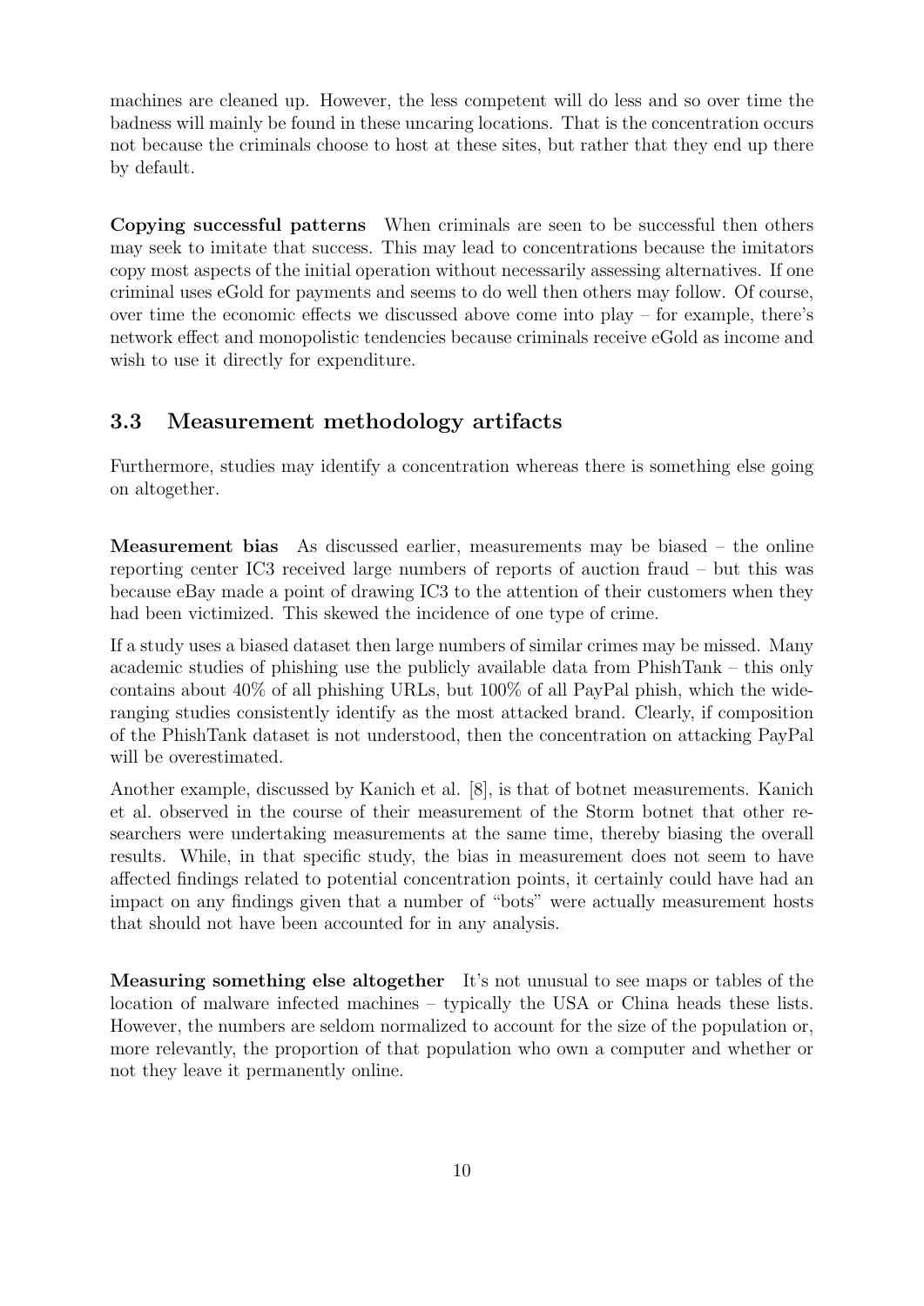machines are cleaned up. However, the less competent will do less and so over time the badness will mainly be found in these uncaring locations. That is the concentration occurs not because the criminals choose to host at these sites, but rather that they end up there by default.

**Copying successful patterns** When criminals are seen to be successful then others may seek to imitate that success. This may lead to concentrations because the imitators copy most aspects of the initial operation without necessarily assessing alternatives. If one criminal uses eGold for payments and seems to do well then others may follow. Of course, over time the economic effects we discussed above come into play – for example, there's network effect and monopolistic tendencies because criminals receive eGold as income and wish to use it directly for expenditure.

### 3.3 Measurement methodology artifacts

Furthermore, studies may identify a concentration whereas there is something else going on altogether.

**Measurement bias** As discussed earlier, measurements may be biased – the online reporting center IC3 received large numbers of reports of auction fraud – but this was because eBay made a point of drawing IC3 to the attention of their customers when they had been victimized. This skewed the incidence of one type of crime.

If a study uses a biased dataset then large numbers of similar crimes may be missed. Many academic studies of phishing use the publicly available data from PhishTank – this only contains about 40% of all phishing URLs, but 100% of all PayPal phish, which the wide-ranging studies consistently identify as the most attacked brand. Clearly, if composition of the PhishTank dataset is not understood, then the concentration on attacking PayPal will be overestimated.

Another example, discussed by Kanich et al. [8], is that of botnet measurements. Kanich et al. observed in the course of their measurement of the Storm botnet that other researchers were undertaking measurements at the same time, thereby biasing the overall results. While, in that specific study, the bias in measurement does not seem to have affected findings related to potential concentration points, it certainly could have had an impact on any findings given that a number of "bots" were actually measurement hosts that should not have been accounted for in any analysis.

**Measuring something else altogether** It's not unusual to see maps or tables of the location of malware infected machines – typically the USA or China heads these lists. However, the numbers are seldom normalized to account for the size of the population or, more relevantly, the proportion of that population who own a computer and whether or not they leave it permanently online.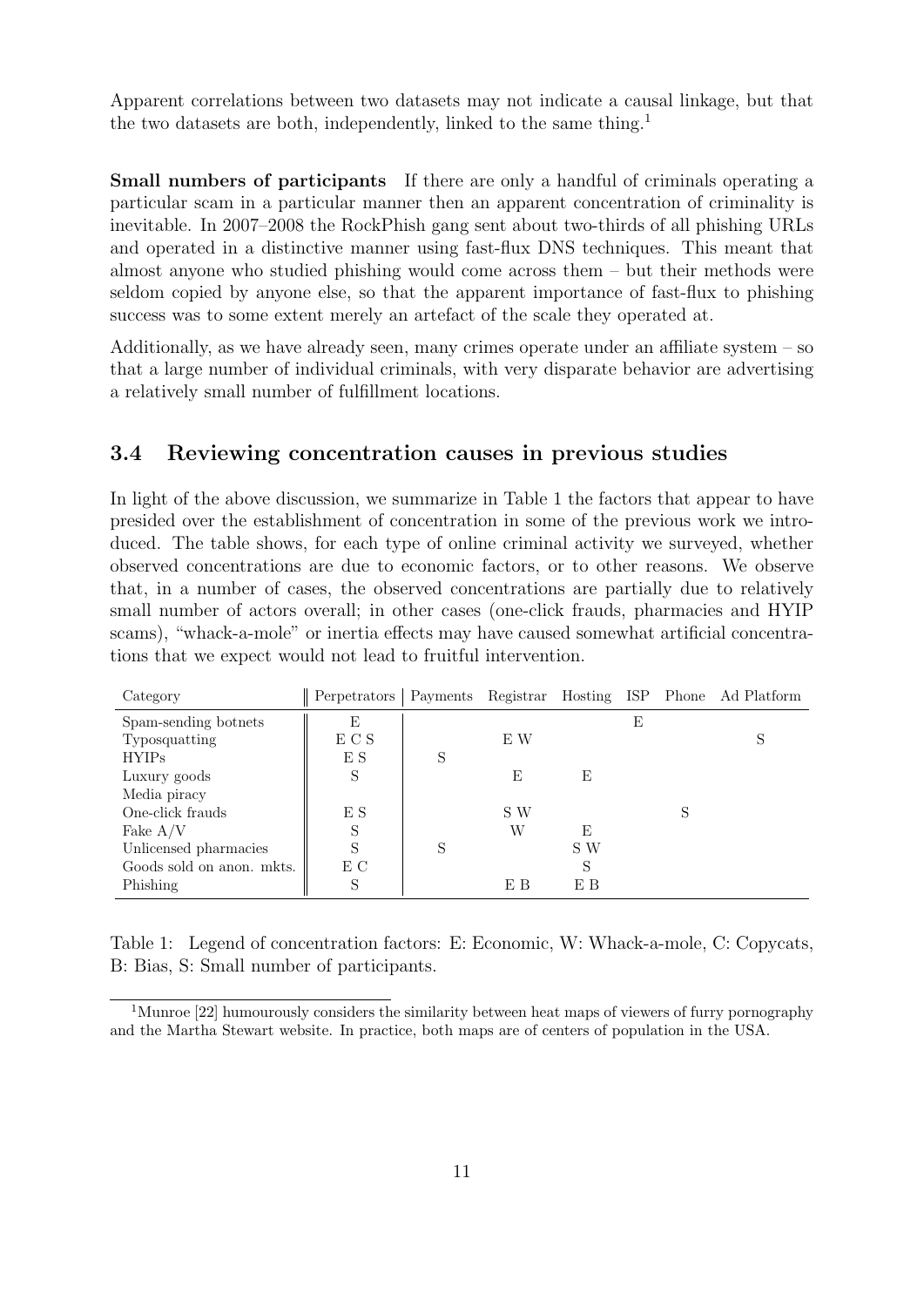Apparent correlations between two datasets may not indicate a causal linkage, but that the two datasets are both, independently, linked to the same thing.[1]

**Small numbers of participants** If there are only a handful of criminals operating a particular scam in a particular manner then an apparent concentration of criminality is inevitable. In 2007–2008 the RockPhish gang sent about two-thirds of all phishing URLs and operated in a distinctive manner using fast-flux DNS techniques. This meant that almost anyone who studied phishing would come across them – but their methods were seldom copied by anyone else, so that the apparent importance of fast-flux to phishing success was to some extent merely an artefact of the scale they operated at.

Additionally, as we have already seen, many crimes operate under an affiliate system – so that a large number of individual criminals, with very disparate behavior are advertising a relatively small number of fulfillment locations.

### 3.4 Reviewing concentration causes in previous studies

In light of the above discussion, we summarize in Table 1 the factors that appear to have presided over the establishment of concentration in some of the previous work we introduced. The table shows, for each type of online criminal activity we surveyed, whether observed concentrations are due to economic factors, or to other reasons. We observe that, in a number of cases, the observed concentrations are partially due to relatively small number of actors overall; in other cases (one-click frauds, pharmacies and HYIP scams), "whack-a-mole" or inertia effects may have caused somewhat artificial concentrations that we expect would not lead to fruitful intervention.

| Category | Perpetrators | Payments | Registrar | Hosting | ISP | Phone | Ad Platform |
|---|---|---|---|---|---|---|---|
| Spam-sending botnets | E | | | | E | | |
| Typosquatting | E C S | | E W | | | | S |
| HYIPs | E S | S | | | | | |
| Luxury goods | S | | E | E | | | |
| Media piracy | | | | | | | |
| One-click frauds | E S | | S W | | | S | |
| Fake A/V | S | | W | E | | | |
| Unlicensed pharmacies | S | S | | S W | | | |
| Goods sold on anon. mkts. | E C | | | S | | | |
| Phishing | S | | E B | E B | | | |

Table 1: Legend of concentration factors: E: Economic, W: Whack-a-mole, C: Copycats, B: Bias, S: Small number of participants.

[1] Munroe [22] humourously considers the similarity between heat maps of viewers of furry pornography and the Martha Stewart website. In practice, both maps are of centers of population in the USA.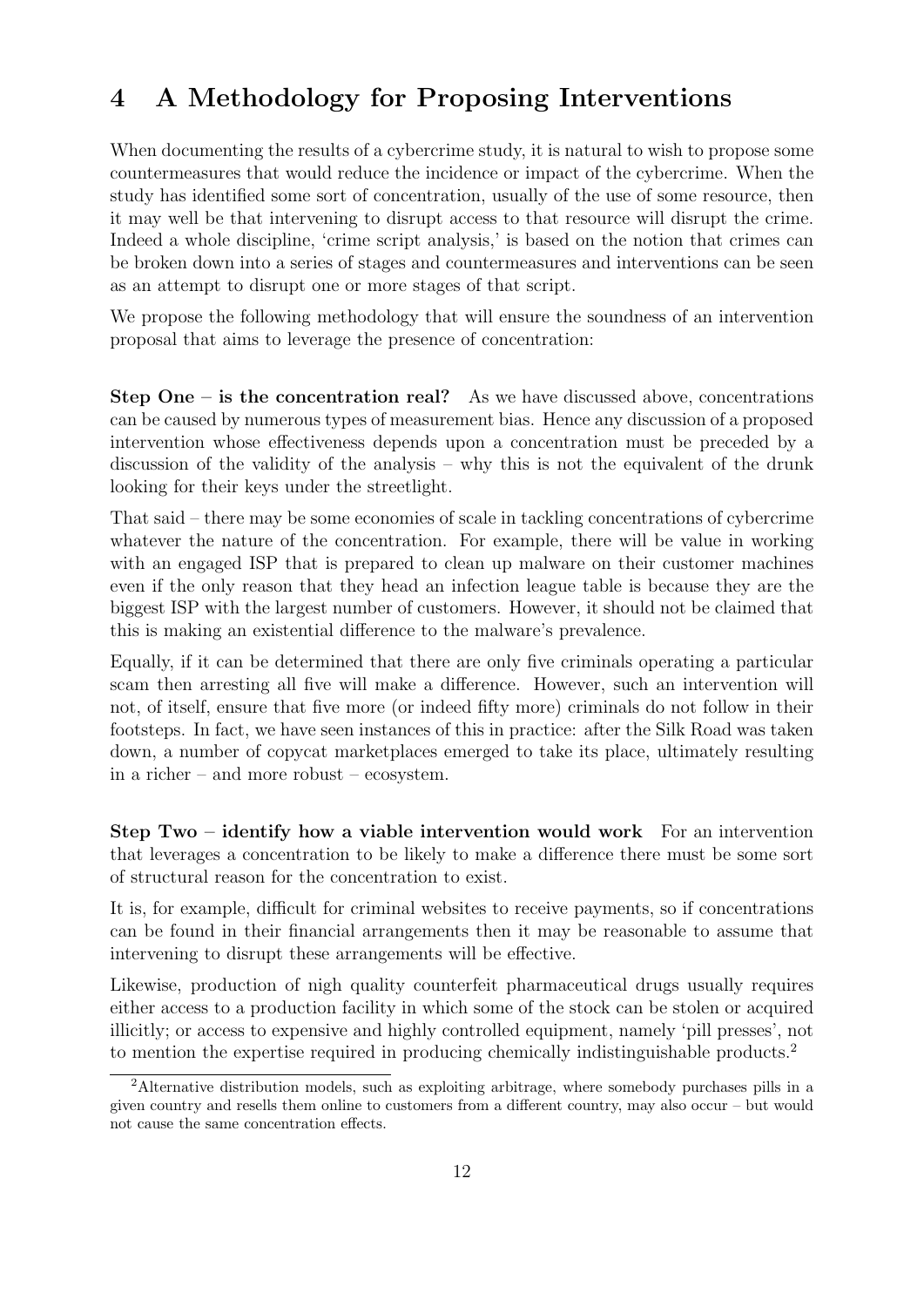## 4 A Methodology for Proposing Interventions

When documenting the results of a cybercrime study, it is natural to wish to propose some countermeasures that would reduce the incidence or impact of the cybercrime. When the study has identified some sort of concentration, usually of the use of some resource, then it may well be that intervening to disrupt access to that resource will disrupt the crime. Indeed a whole discipline, 'crime script analysis,' is based on the notion that crimes can be broken down into a series of stages and countermeasures and interventions can be seen as an attempt to disrupt one or more stages of that script.

We propose the following methodology that will ensure the soundness of an intervention proposal that aims to leverage the presence of concentration:

**Step One – is the concentration real?** As we have discussed above, concentrations can be caused by numerous types of measurement bias. Hence any discussion of a proposed intervention whose effectiveness depends upon a concentration must be preceded by a discussion of the validity of the analysis – why this is not the equivalent of the drunk looking for their keys under the streetlight.

That said – there may be some economies of scale in tackling concentrations of cybercrime whatever the nature of the concentration. For example, there will be value in working with an engaged ISP that is prepared to clean up malware on their customer machines even if the only reason that they head an infection league table is because they are the biggest ISP with the largest number of customers. However, it should not be claimed that this is making an existential difference to the malware's prevalence.

Equally, if it can be determined that there are only five criminals operating a particular scam then arresting all five will make a difference. However, such an intervention will not, of itself, ensure that five more (or indeed fifty more) criminals do not follow in their footsteps. In fact, we have seen instances of this in practice: after the Silk Road was taken down, a number of copycat marketplaces emerged to take its place, ultimately resulting in a richer – and more robust – ecosystem.

**Step Two – identify how a viable intervention would work** For an intervention that leverages a concentration to be likely to make a difference there must be some sort of structural reason for the concentration to exist.

It is, for example, difficult for criminal websites to receive payments, so if concentrations can be found in their financial arrangements then it may be reasonable to assume that intervening to disrupt these arrangements will be effective.

Likewise, production of nigh quality counterfeit pharmaceutical drugs usually requires either access to a production facility in which some of the stock can be stolen or acquired illicitly; or access to expensive and highly controlled equipment, namely 'pill presses', not to mention the expertise required in producing chemically indistinguishable products.[2]

[2] Alternative distribution models, such as exploiting arbitrage, where somebody purchases pills in a given country and resells them online to customers from a different country, may also occur – but would not cause the same concentration effects.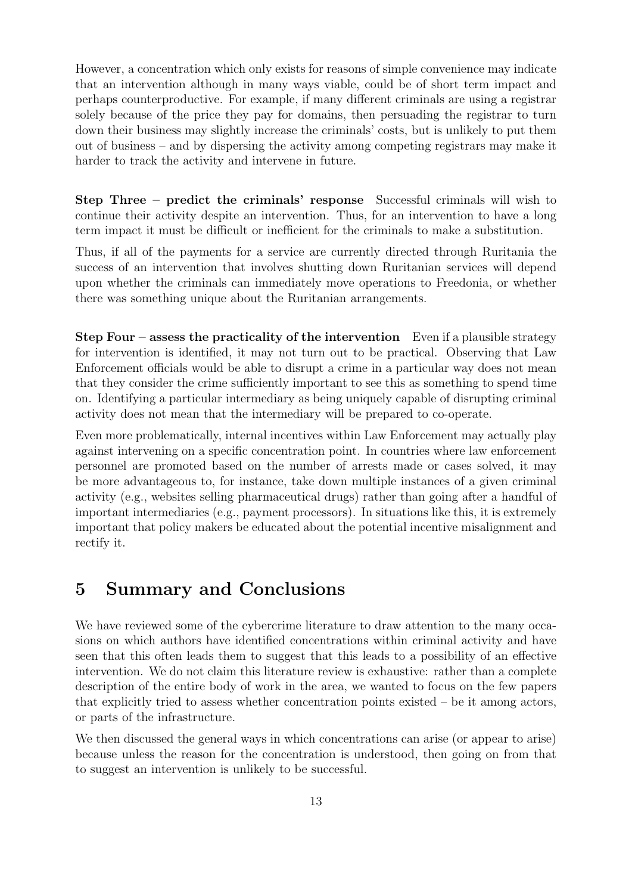However, a concentration which only exists for reasons of simple convenience may indicate that an intervention although in many ways viable, could be of short term impact and perhaps counterproductive. For example, if many different criminals are using a registrar solely because of the price they pay for domains, then persuading the registrar to turn down their business may slightly increase the criminals' costs, but is unlikely to put them out of business – and by dispersing the activity among competing registrars may make it harder to track the activity and intervene in future.

**Step Three – predict the criminals' response** Successful criminals will wish to continue their activity despite an intervention. Thus, for an intervention to have a long term impact it must be difficult or inefficient for the criminals to make a substitution.

Thus, if all of the payments for a service are currently directed through Ruritania the success of an intervention that involves shutting down Ruritanian services will depend upon whether the criminals can immediately move operations to Freedonia, or whether there was something unique about the Ruritanian arrangements.

**Step Four – assess the practicality of the intervention** Even if a plausible strategy for intervention is identified, it may not turn out to be practical. Observing that Law Enforcement officials would be able to disrupt a crime in a particular way does not mean that they consider the crime sufficiently important to see this as something to spend time on. Identifying a particular intermediary as being uniquely capable of disrupting criminal activity does not mean that the intermediary will be prepared to co-operate.

Even more problematically, internal incentives within Law Enforcement may actually play against intervening on a specific concentration point. In countries where law enforcement personnel are promoted based on the number of arrests made or cases solved, it may be more advantageous to, for instance, take down multiple instances of a given criminal activity (e.g., websites selling pharmaceutical drugs) rather than going after a handful of important intermediaries (e.g., payment processors). In situations like this, it is extremely important that policy makers be educated about the potential incentive misalignment and rectify it.

## 5 Summary and Conclusions

We have reviewed some of the cybercrime literature to draw attention to the many occasions on which authors have identified concentrations within criminal activity and have seen that this often leads them to suggest that this leads to a possibility of an effective intervention. We do not claim this literature review is exhaustive: rather than a complete description of the entire body of work in the area, we wanted to focus on the few papers that explicitly tried to assess whether concentration points existed – be it among actors, or parts of the infrastructure.

We then discussed the general ways in which concentrations can arise (or appear to arise) because unless the reason for the concentration is understood, then going on from that to suggest an intervention is unlikely to be successful.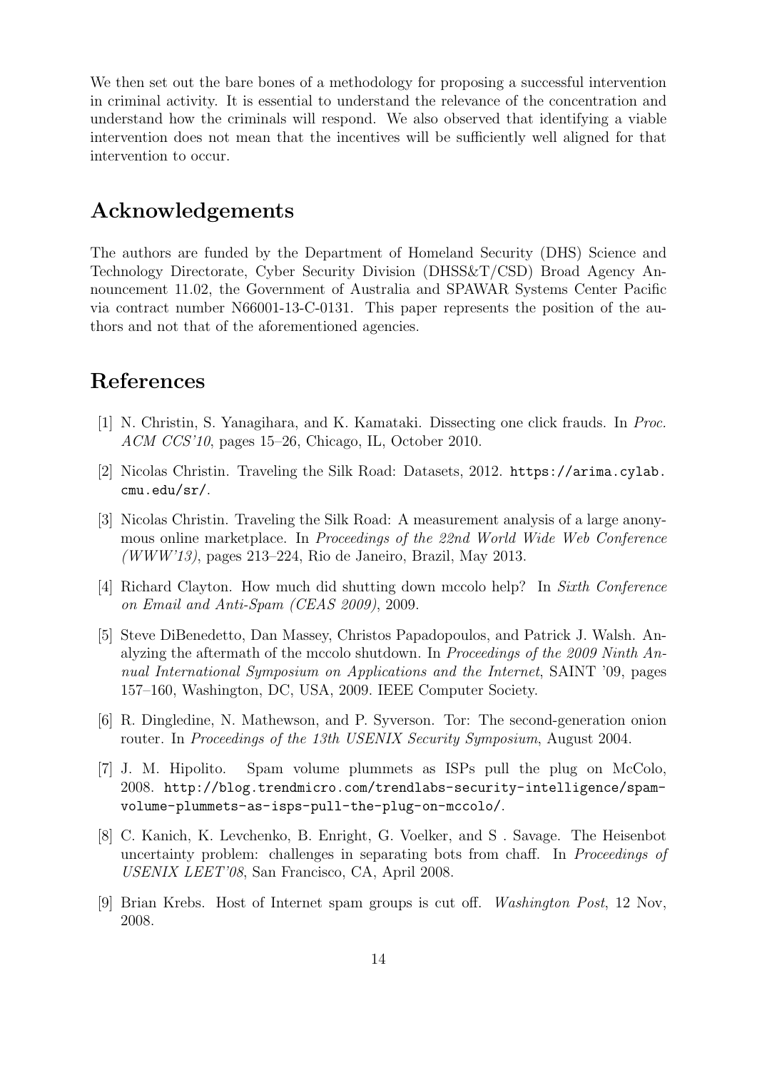We then set out the bare bones of a methodology for proposing a successful intervention in criminal activity. It is essential to understand the relevance of the concentration and understand how the criminals will respond. We also observed that identifying a viable intervention does not mean that the incentives will be sufficiently well aligned for that intervention to occur.

## Acknowledgements

The authors are funded by the Department of Homeland Security (DHS) Science and Technology Directorate, Cyber Security Division (DHSS&T/CSD) Broad Agency Announcement 11.02, the Government of Australia and SPAWAR Systems Center Pacific via contract number N66001-13-C-0131. This paper represents the position of the authors and not that of the aforementioned agencies.

## References

[1] N. Christin, S. Yanagihara, and K. Kamataki. Dissecting one click frauds. In *Proc. ACM CCS'10*, pages 15–26, Chicago, IL, October 2010.

[2] Nicolas Christin. Traveling the Silk Road: Datasets, 2012. `https://arima.cylab.cmu.edu/sr/`.

[3] Nicolas Christin. Traveling the Silk Road: A measurement analysis of a large anonymous online marketplace. In *Proceedings of the 22nd World Wide Web Conference (WWW'13)*, pages 213–224, Rio de Janeiro, Brazil, May 2013.

[4] Richard Clayton. How much did shutting down mccolo help? In *Sixth Conference on Email and Anti-Spam (CEAS 2009)*, 2009.

[5] Steve DiBenedetto, Dan Massey, Christos Papadopoulos, and Patrick J. Walsh. Analyzing the aftermath of the mccolo shutdown. In *Proceedings of the 2009 Ninth Annual International Symposium on Applications and the Internet*, SAINT '09, pages 157–160, Washington, DC, USA, 2009. IEEE Computer Society.

[6] R. Dingledine, N. Mathewson, and P. Syverson. Tor: The second-generation onion router. In *Proceedings of the 13th USENIX Security Symposium*, August 2004.

[7] J. M. Hipolito. Spam volume plummets as ISPs pull the plug on McColo, 2008. `http://blog.trendmicro.com/trendlabs-security-intelligence/spam-volume-plummets-as-isps-pull-the-plug-on-mccolo/`.

[8] C. Kanich, K. Levchenko, B. Enright, G. Voelker, and S . Savage. The Heisenbot uncertainty problem: challenges in separating bots from chaff. In *Proceedings of USENIX LEET'08*, San Francisco, CA, April 2008.

[9] Brian Krebs. Host of Internet spam groups is cut off. *Washington Post*, 12 Nov, 2008.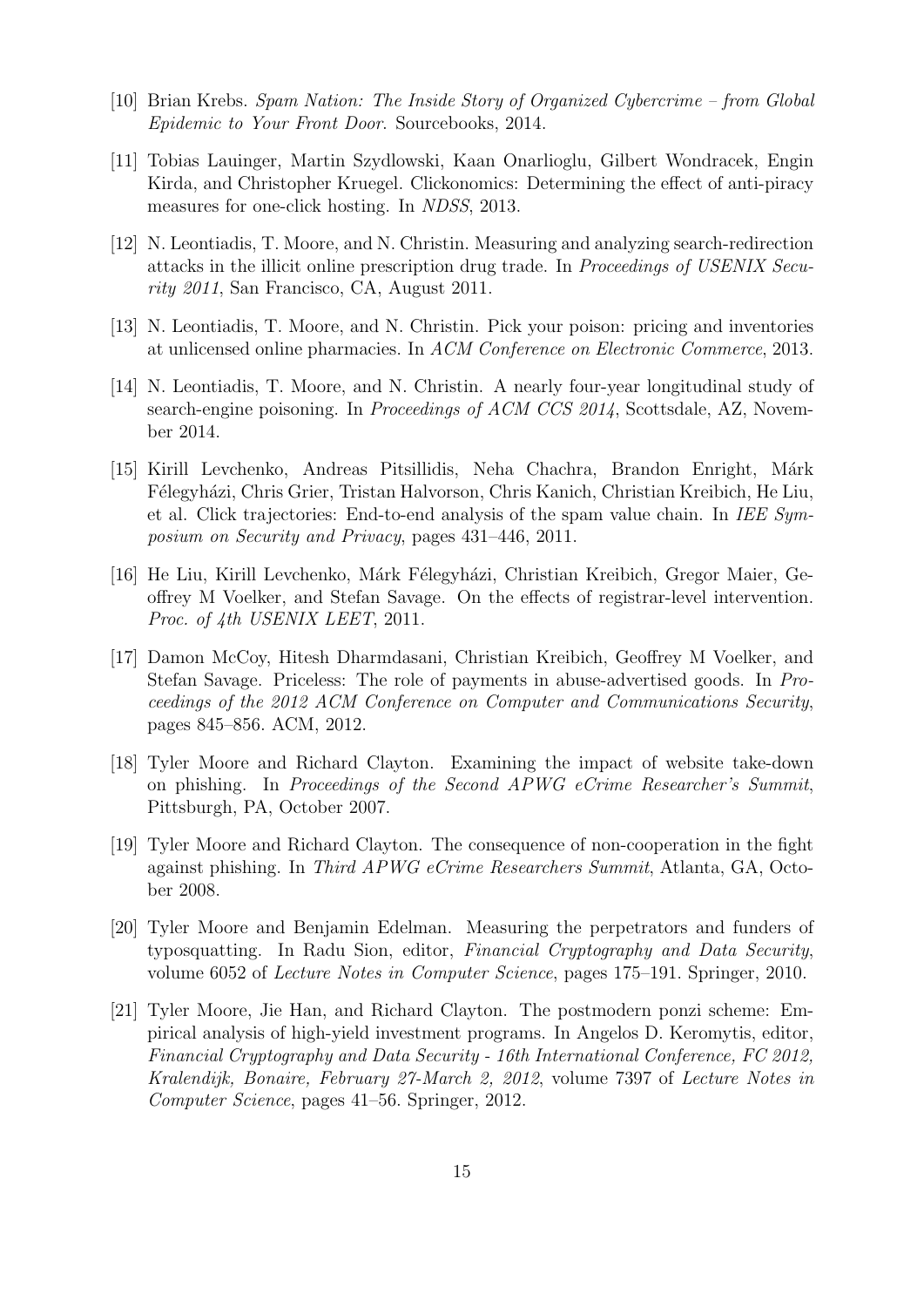[10] Brian Krebs. *Spam Nation: The Inside Story of Organized Cybercrime – from Global Epidemic to Your Front Door.* Sourcebooks, 2014.

[11] Tobias Lauinger, Martin Szydlowski, Kaan Onarlioglu, Gilbert Wondracek, Engin Kirda, and Christopher Kruegel. Clickonomics: Determining the effect of anti-piracy measures for one-click hosting. In *NDSS*, 2013.

[12] N. Leontiadis, T. Moore, and N. Christin. Measuring and analyzing search-redirection attacks in the illicit online prescription drug trade. In *Proceedings of USENIX Security 2011*, San Francisco, CA, August 2011.

[13] N. Leontiadis, T. Moore, and N. Christin. Pick your poison: pricing and inventories at unlicensed online pharmacies. In *ACM Conference on Electronic Commerce*, 2013.

[14] N. Leontiadis, T. Moore, and N. Christin. A nearly four-year longitudinal study of search-engine poisoning. In *Proceedings of ACM CCS 2014*, Scottsdale, AZ, November 2014.

[15] Kirill Levchenko, Andreas Pitsillidis, Neha Chachra, Brandon Enright, Márk Félegyházi, Chris Grier, Tristan Halvorson, Chris Kanich, Christian Kreibich, He Liu, et al. Click trajectories: End-to-end analysis of the spam value chain. In *IEE Symposium on Security and Privacy*, pages 431–446, 2011.

[16] He Liu, Kirill Levchenko, Márk Félegyházi, Christian Kreibich, Gregor Maier, Geoffrey M Voelker, and Stefan Savage. On the effects of registrar-level intervention. *Proc. of 4th USENIX LEET*, 2011.

[17] Damon McCoy, Hitesh Dharmdasani, Christian Kreibich, Geoffrey M Voelker, and Stefan Savage. Priceless: The role of payments in abuse-advertised goods. In *Proceedings of the 2012 ACM Conference on Computer and Communications Security*, pages 845–856. ACM, 2012.

[18] Tyler Moore and Richard Clayton. Examining the impact of website take-down on phishing. In *Proceedings of the Second APWG eCrime Researcher's Summit*, Pittsburgh, PA, October 2007.

[19] Tyler Moore and Richard Clayton. The consequence of non-cooperation in the fight against phishing. In *Third APWG eCrime Researchers Summit*, Atlanta, GA, October 2008.

[20] Tyler Moore and Benjamin Edelman. Measuring the perpetrators and funders of typosquatting. In Radu Sion, editor, *Financial Cryptography and Data Security*, volume 6052 of *Lecture Notes in Computer Science*, pages 175–191. Springer, 2010.

[21] Tyler Moore, Jie Han, and Richard Clayton. The postmodern ponzi scheme: Empirical analysis of high-yield investment programs. In Angelos D. Keromytis, editor, *Financial Cryptography and Data Security - 16th International Conference, FC 2012, Kralendijk, Bonaire, February 27-March 2, 2012*, volume 7397 of *Lecture Notes in Computer Science*, pages 41–56. Springer, 2012.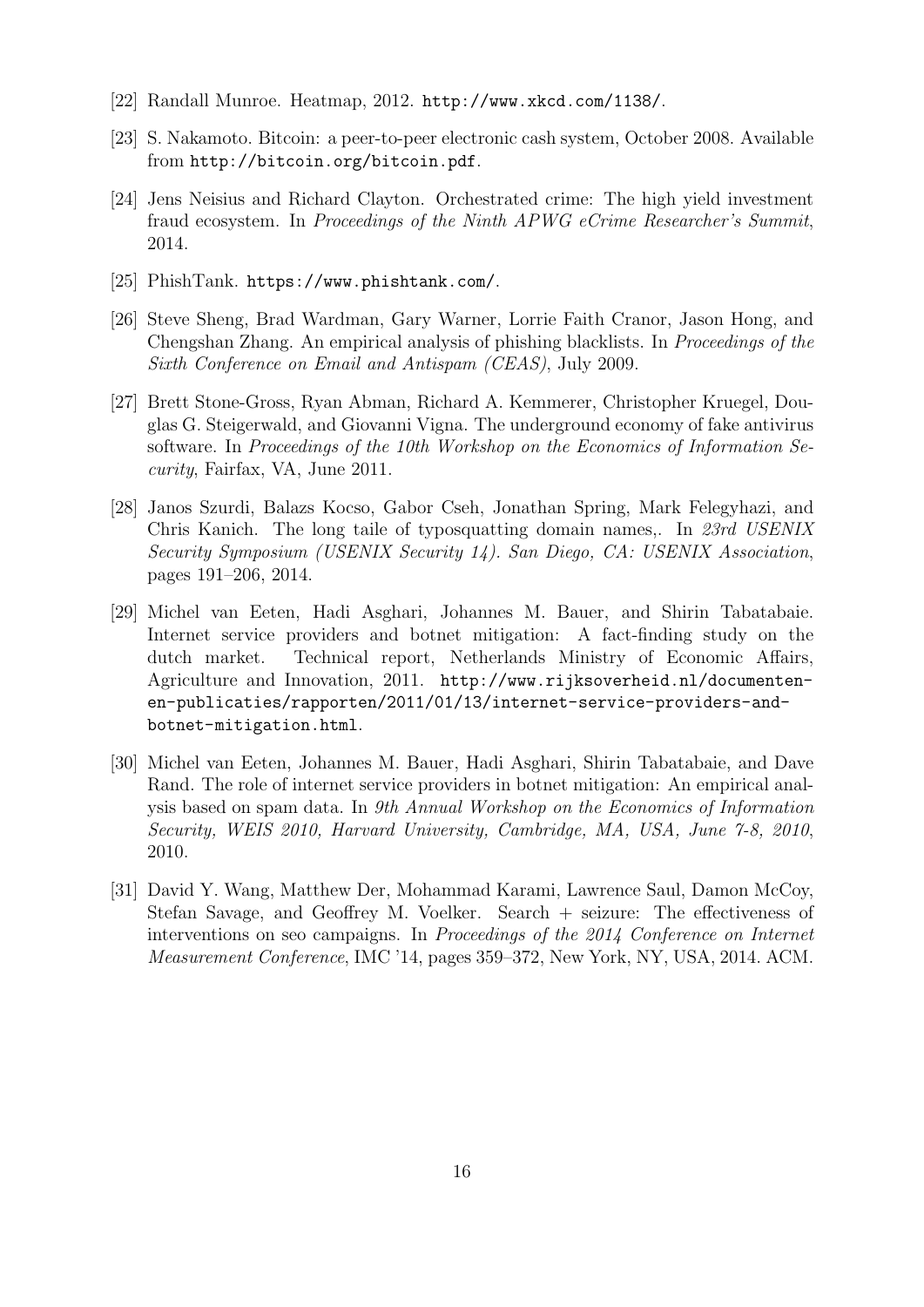[22] Randall Munroe. Heatmap, 2012. `http://www.xkcd.com/1138/`.

[23] S. Nakamoto. Bitcoin: a peer-to-peer electronic cash system, October 2008. Available from `http://bitcoin.org/bitcoin.pdf`.

[24] Jens Neisius and Richard Clayton. Orchestrated crime: The high yield investment fraud ecosystem. In *Proceedings of the Ninth APWG eCrime Researcher's Summit*, 2014.

[25] PhishTank. `https://www.phishtank.com/`.

[26] Steve Sheng, Brad Wardman, Gary Warner, Lorrie Faith Cranor, Jason Hong, and Chengshan Zhang. An empirical analysis of phishing blacklists. In *Proceedings of the Sixth Conference on Email and Antispam (CEAS)*, July 2009.

[27] Brett Stone-Gross, Ryan Abman, Richard A. Kemmerer, Christopher Kruegel, Douglas G. Steigerwald, and Giovanni Vigna. The underground economy of fake antivirus software. In *Proceedings of the 10th Workshop on the Economics of Information Security*, Fairfax, VA, June 2011.

[28] Janos Szurdi, Balazs Kocso, Gabor Cseh, Jonathan Spring, Mark Felegyhazi, and Chris Kanich. The long taile of typosquatting domain names,. In *23rd USENIX Security Symposium (USENIX Security 14). San Diego, CA: USENIX Association*, pages 191–206, 2014.

[29] Michel van Eeten, Hadi Asghari, Johannes M. Bauer, and Shirin Tabatabaie. Internet service providers and botnet mitigation: A fact-finding study on the dutch market. Technical report, Netherlands Ministry of Economic Affairs, Agriculture and Innovation, 2011. `http://www.rijksoverheid.nl/documenten-en-publicaties/rapporten/2011/01/13/internet-service-providers-and-botnet-mitigation.html`.

[30] Michel van Eeten, Johannes M. Bauer, Hadi Asghari, Shirin Tabatabaie, and Dave Rand. The role of internet service providers in botnet mitigation: An empirical analysis based on spam data. In *9th Annual Workshop on the Economics of Information Security, WEIS 2010, Harvard University, Cambridge, MA, USA, June 7-8, 2010*, 2010.

[31] David Y. Wang, Matthew Der, Mohammad Karami, Lawrence Saul, Damon McCoy, Stefan Savage, and Geoffrey M. Voelker. Search + seizure: The effectiveness of interventions on seo campaigns. In *Proceedings of the 2014 Conference on Internet Measurement Conference*, IMC '14, pages 359–372, New York, NY, USA, 2014. ACM.